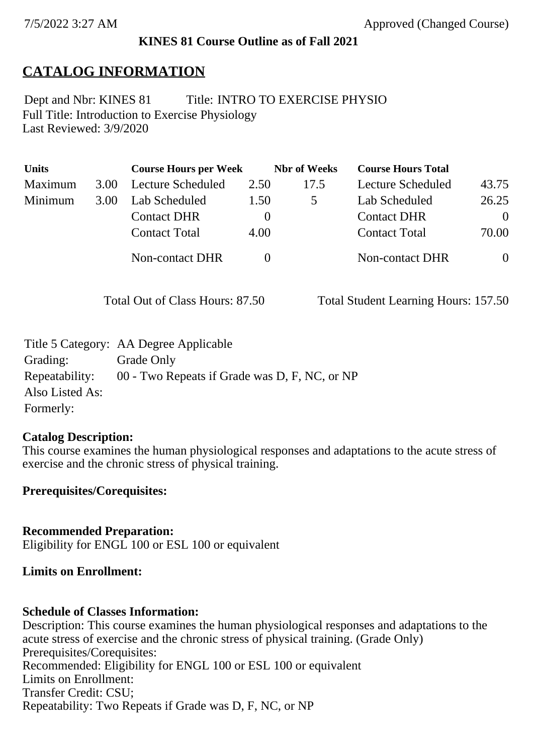**KINES 81 Course Outline as of Fall 2021**

## CATALOG INFORMATION

Dept and Nbr: KINES 81 Title: INTRO TO EXERCISE PHYSIO
Full Title: Introduction to Exercise Physiology
Last Reviewed: 3/9/2020

| Units | | Course Hours per Week | | Nbr of Weeks | Course Hours Total | |
|---|---|---|---|---|---|---|
| Maximum | 3.00 | Lecture Scheduled | 2.50 | 17.5 | Lecture Scheduled | 43.75 |
| Minimum | 3.00 | Lab Scheduled | 1.50 | 5 | Lab Scheduled | 26.25 |
| | | Contact DHR | 0 | | Contact DHR | 0 |
| | | Contact Total | 4.00 | | Contact Total | 70.00 |
| | | Non-contact DHR | 0 | | Non-contact DHR | 0 |

Total Out of Class Hours: 87.50 Total Student Learning Hours: 157.50

Title 5 Category: AA Degree Applicable
Grading: Grade Only
Repeatability: 00 - Two Repeats if Grade was D, F, NC, or NP
Also Listed As:
Formerly:

**Catalog Description:**
This course examines the human physiological responses and adaptations to the acute stress of exercise and the chronic stress of physical training.

**Prerequisites/Corequisites:**

**Recommended Preparation:**
Eligibility for ENGL 100 or ESL 100 or equivalent

**Limits on Enrollment:**

**Schedule of Classes Information:**
Description: This course examines the human physiological responses and adaptations to the acute stress of exercise and the chronic stress of physical training. (Grade Only)
Prerequisites/Corequisites:
Recommended: Eligibility for ENGL 100 or ESL 100 or equivalent
Limits on Enrollment:
Transfer Credit: CSU;
Repeatability: Two Repeats if Grade was D, F, NC, or NP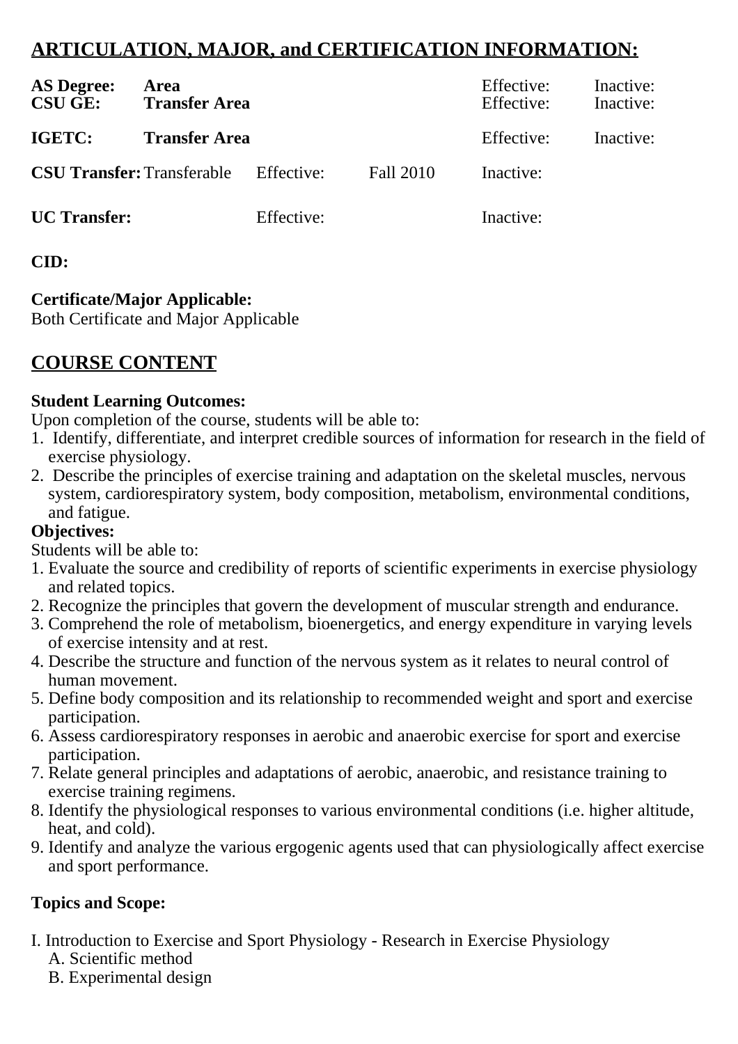## ARTICULATION, MAJOR, and CERTIFICATION INFORMATION:

| | | | | | |
|---|---|---|---|---|---|
| **AS Degree:** | **Area** | | | Effective: | Inactive: |
| **CSU GE:** | **Transfer Area** | | | Effective: | Inactive: |
| **IGETC:** | **Transfer Area** | | | Effective: | Inactive: |
| **CSU Transfer:** | Transferable | Effective: | Fall 2010 | Inactive: | |
| **UC Transfer:** | | Effective: | | Inactive: | |

**CID:**

**Certificate/Major Applicable:**
Both Certificate and Major Applicable

## COURSE CONTENT

**Student Learning Outcomes:**
Upon completion of the course, students will be able to:
1. Identify, differentiate, and interpret credible sources of information for research in the field of exercise physiology.
2. Describe the principles of exercise training and adaptation on the skeletal muscles, nervous system, cardiorespiratory system, body composition, metabolism, environmental conditions, and fatigue.

**Objectives:**
Students will be able to:
1. Evaluate the source and credibility of reports of scientific experiments in exercise physiology and related topics.
2. Recognize the principles that govern the development of muscular strength and endurance.
3. Comprehend the role of metabolism, bioenergetics, and energy expenditure in varying levels of exercise intensity and at rest.
4. Describe the structure and function of the nervous system as it relates to neural control of human movement.
5. Define body composition and its relationship to recommended weight and sport and exercise participation.
6. Assess cardiorespiratory responses in aerobic and anaerobic exercise for sport and exercise participation.
7. Relate general principles and adaptations of aerobic, anaerobic, and resistance training to exercise training regimens.
8. Identify the physiological responses to various environmental conditions (i.e. higher altitude, heat, and cold).
9. Identify and analyze the various ergogenic agents used that can physiologically affect exercise and sport performance.

**Topics and Scope:**

I. Introduction to Exercise and Sport Physiology - Research in Exercise Physiology
   A. Scientific method
   B. Experimental design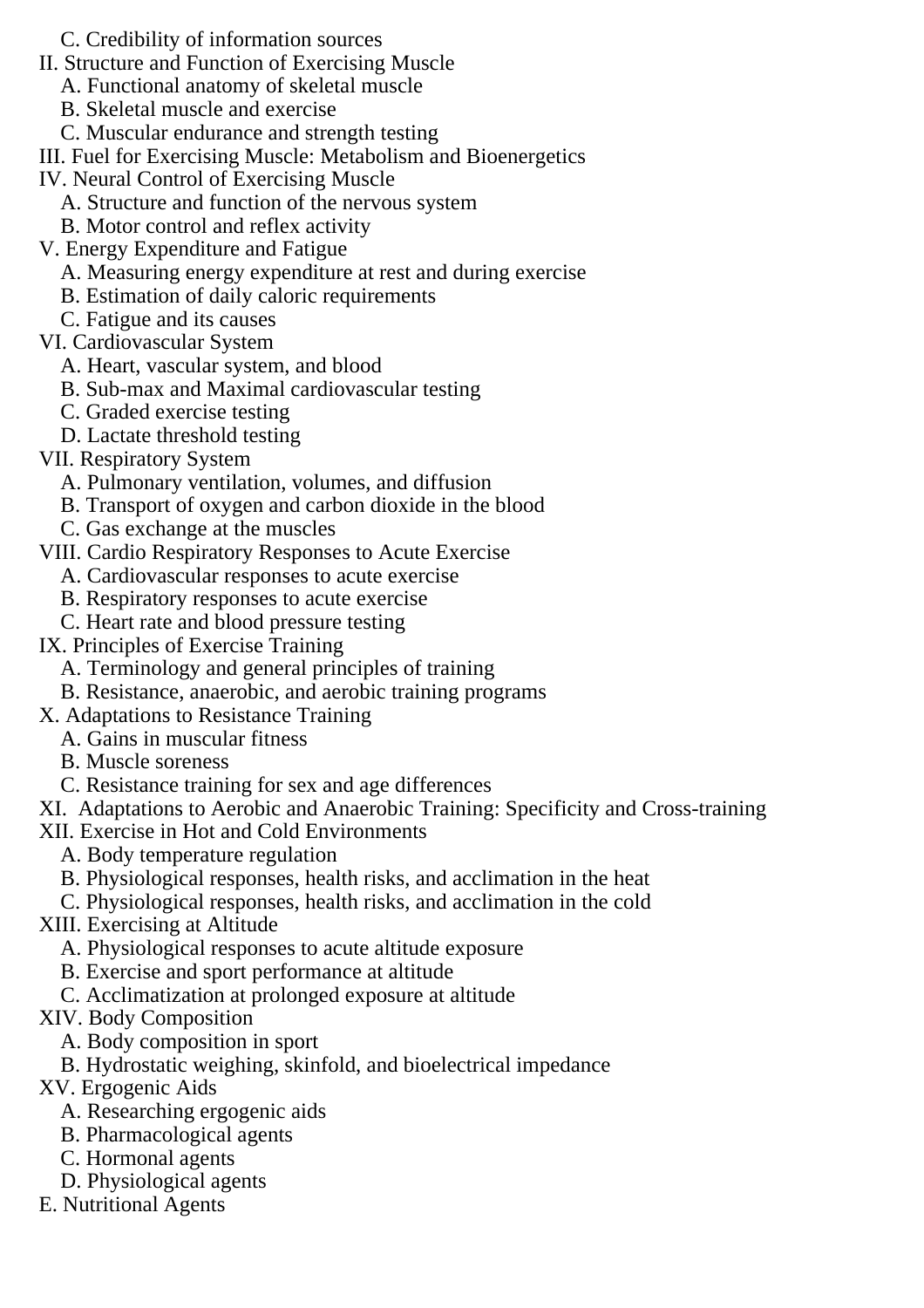C. Credibility of information sources

II. Structure and Function of Exercising Muscle
   A. Functional anatomy of skeletal muscle
   B. Skeletal muscle and exercise
   C. Muscular endurance and strength testing

III. Fuel for Exercising Muscle: Metabolism and Bioenergetics

IV. Neural Control of Exercising Muscle
   A. Structure and function of the nervous system
   B. Motor control and reflex activity

V. Energy Expenditure and Fatigue
   A. Measuring energy expenditure at rest and during exercise
   B. Estimation of daily caloric requirements
   C. Fatigue and its causes

VI. Cardiovascular System
   A. Heart, vascular system, and blood
   B. Sub-max and Maximal cardiovascular testing
   C. Graded exercise testing
   D. Lactate threshold testing

VII. Respiratory System
   A. Pulmonary ventilation, volumes, and diffusion
   B. Transport of oxygen and carbon dioxide in the blood
   C. Gas exchange at the muscles

VIII. Cardio Respiratory Responses to Acute Exercise
   A. Cardiovascular responses to acute exercise
   B. Respiratory responses to acute exercise
   C. Heart rate and blood pressure testing

IX. Principles of Exercise Training
   A. Terminology and general principles of training
   B. Resistance, anaerobic, and aerobic training programs

X. Adaptations to Resistance Training
   A. Gains in muscular fitness
   B. Muscle soreness
   C. Resistance training for sex and age differences

XI. Adaptations to Aerobic and Anaerobic Training: Specificity and Cross-training

XII. Exercise in Hot and Cold Environments
   A. Body temperature regulation
   B. Physiological responses, health risks, and acclimation in the heat
   C. Physiological responses, health risks, and acclimation in the cold

XIII. Exercising at Altitude
   A. Physiological responses to acute altitude exposure
   B. Exercise and sport performance at altitude
   C. Acclimatization at prolonged exposure at altitude

XIV. Body Composition
   A. Body composition in sport
   B. Hydrostatic weighing, skinfold, and bioelectrical impedance

XV. Ergogenic Aids
   A. Researching ergogenic aids
   B. Pharmacological agents
   C. Hormonal agents
   D. Physiological agents

E. Nutritional Agents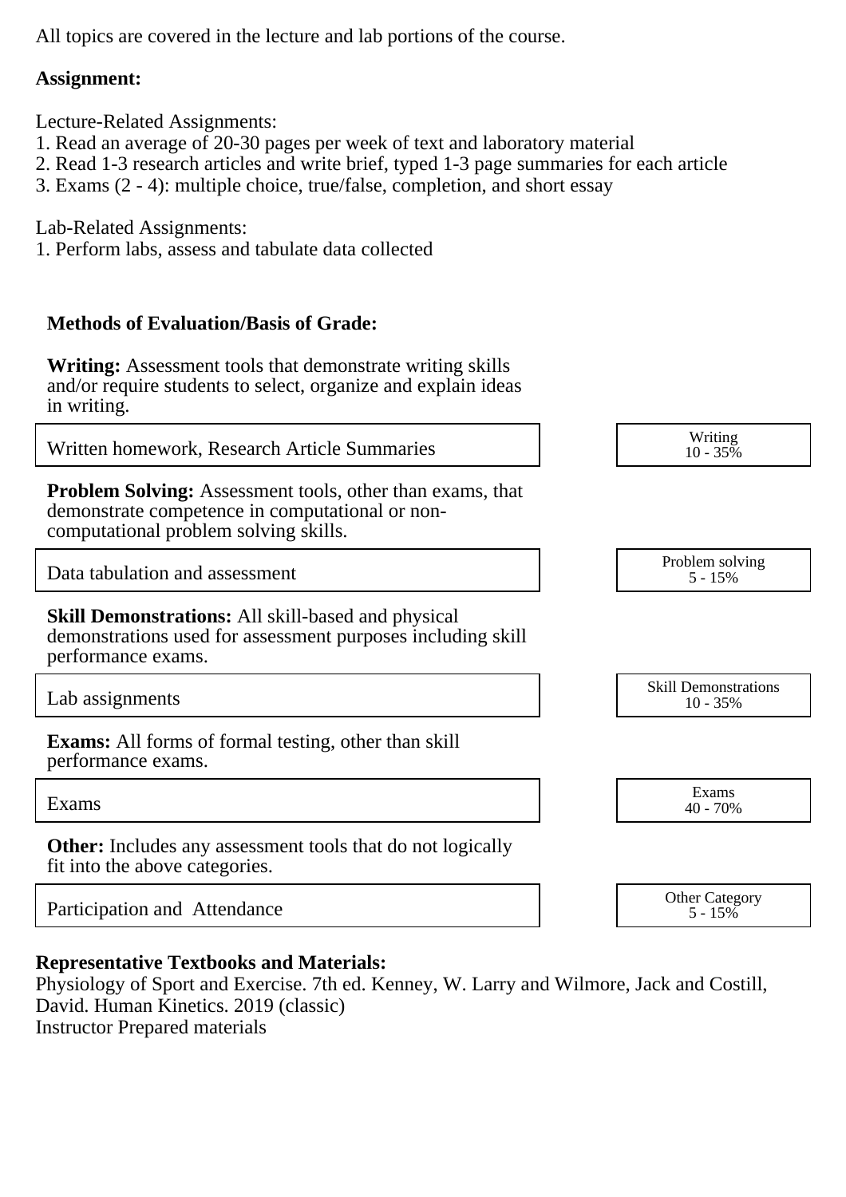All topics are covered in the lecture and lab portions of the course.

**Assignment:**

Lecture-Related Assignments:
1. Read an average of 20-30 pages per week of text and laboratory material
2. Read 1-3 research articles and write brief, typed 1-3 page summaries for each article
3. Exams (2 - 4): multiple choice, true/false, completion, and short essay

Lab-Related Assignments:
1. Perform labs, assess and tabulate data collected

**Methods of Evaluation/Basis of Grade:**

**Writing:** Assessment tools that demonstrate writing skills and/or require students to select, organize and explain ideas in writing.

| | |
|---|---|
| Written homework, Research Article Summaries | Writing 10 - 35% |

**Problem Solving:** Assessment tools, other than exams, that demonstrate competence in computational or non-computational problem solving skills.

| | |
|---|---|
| Data tabulation and assessment | Problem solving 5 - 15% |

**Skill Demonstrations:** All skill-based and physical demonstrations used for assessment purposes including skill performance exams.

| | |
|---|---|
| Lab assignments | Skill Demonstrations 10 - 35% |

**Exams:** All forms of formal testing, other than skill performance exams.

| | |
|---|---|
| Exams | Exams 40 - 70% |

**Other:** Includes any assessment tools that do not logically fit into the above categories.

| | |
|---|---|
| Participation and Attendance | Other Category 5 - 15% |

**Representative Textbooks and Materials:**
Physiology of Sport and Exercise. 7th ed. Kenney, W. Larry and Wilmore, Jack and Costill, David. Human Kinetics. 2019 (classic)
Instructor Prepared materials